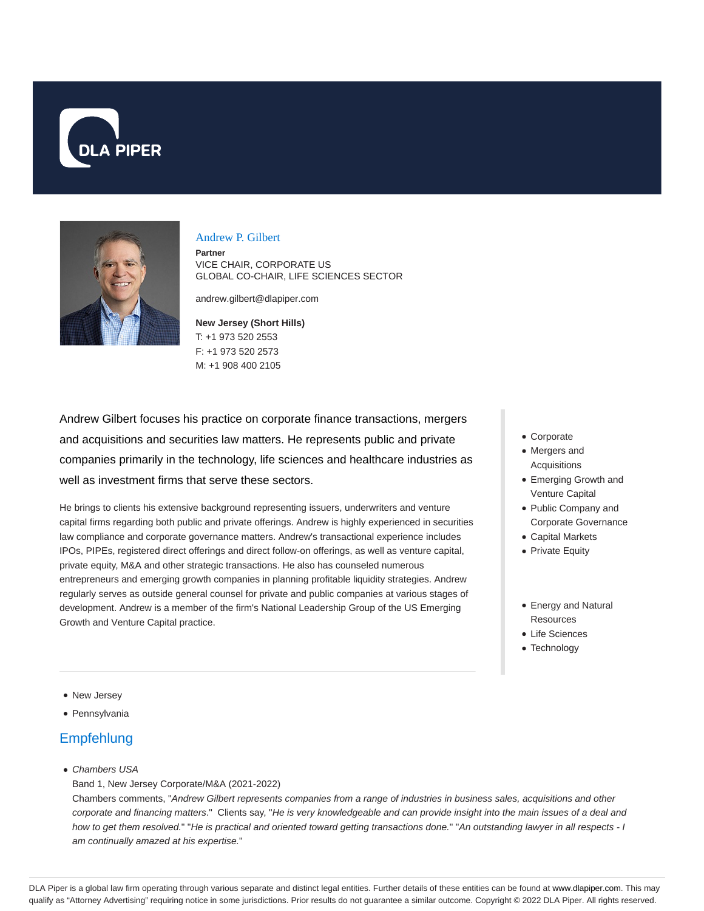DLA PIPER

## Andrew P. Gilbert

**Partner**
VICE CHAIR, CORPORATE US
GLOBAL CO-CHAIR, LIFE SCIENCES SECTOR

andrew.gilbert@dlapiper.com

**New Jersey (Short Hills)**
T: +1 973 520 2553
F: +1 973 520 2573
M: +1 908 400 2105

Andrew Gilbert focuses his practice on corporate finance transactions, mergers and acquisitions and securities law matters. He represents public and private companies primarily in the technology, life sciences and healthcare industries as well as investment firms that serve these sectors.

He brings to clients his extensive background representing issuers, underwriters and venture capital firms regarding both public and private offerings. Andrew is highly experienced in securities law compliance and corporate governance matters. Andrew's transactional experience includes IPOs, PIPEs, registered direct offerings and direct follow-on offerings, as well as venture capital, private equity, M&A and other strategic transactions. He also has counseled numerous entrepreneurs and emerging growth companies in planning profitable liquidity strategies. Andrew regularly serves as outside general counsel for private and public companies at various stages of development. Andrew is a member of the firm's National Leadership Group of the US Emerging Growth and Venture Capital practice.

- Corporate
- Mergers and Acquisitions
- Emerging Growth and Venture Capital
- Public Company and Corporate Governance
- Capital Markets
- Private Equity

- Energy and Natural Resources
- Life Sciences
- Technology

- New Jersey
- Pennsylvania

## Empfehlung

- *Chambers USA*
  Band 1, New Jersey Corporate/M&A (2021-2022)
  Chambers comments, "*Andrew Gilbert represents companies from a range of industries in business sales, acquisitions and other corporate and financing matters.*" Clients say, "*He is very knowledgeable and can provide insight into the main issues of a deal and how to get them resolved.*" "*He is practical and oriented toward getting transactions done.*" "*An outstanding lawyer in all respects - I am continually amazed at his expertise.*"

DLA Piper is a global law firm operating through various separate and distinct legal entities. Further details of these entities can be found at www.dlapiper.com. This may qualify as "Attorney Advertising" requiring notice in some jurisdictions. Prior results do not guarantee a similar outcome. Copyright © 2022 DLA Piper. All rights reserved.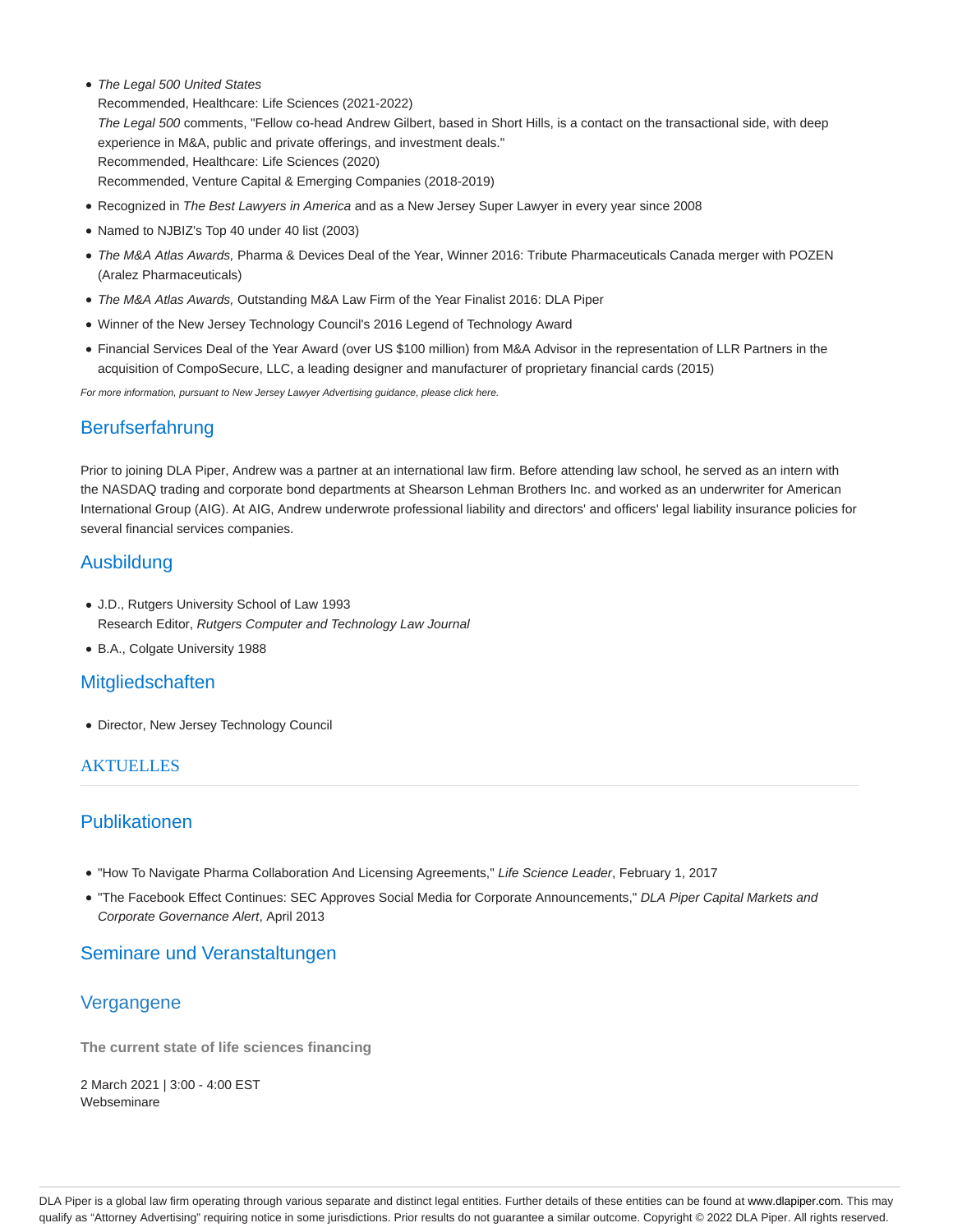- *The Legal 500 United States*
  Recommended, Healthcare: Life Sciences (2021-2022)
  *The Legal 500* comments, "Fellow co-head Andrew Gilbert, based in Short Hills, is a contact on the transactional side, with deep experience in M&A, public and private offerings, and investment deals."
  Recommended, Healthcare: Life Sciences (2020)
  Recommended, Venture Capital & Emerging Companies (2018-2019)
- Recognized in *The Best Lawyers in America* and as a New Jersey Super Lawyer in every year since 2008
- Named to NJBIZ's Top 40 under 40 list (2003)
- *The M&A Atlas Awards,* Pharma & Devices Deal of the Year, Winner 2016: Tribute Pharmaceuticals Canada merger with POZEN (Aralez Pharmaceuticals)
- *The M&A Atlas Awards,* Outstanding M&A Law Firm of the Year Finalist 2016: DLA Piper
- Winner of the New Jersey Technology Council's 2016 Legend of Technology Award
- Financial Services Deal of the Year Award (over US $100 million) from M&A Advisor in the representation of LLR Partners in the acquisition of CompoSecure, LLC, a leading designer and manufacturer of proprietary financial cards (2015)

*For more information, pursuant to New Jersey Lawyer Advertising guidance, please click here.*

## Berufserfahrung

Prior to joining DLA Piper, Andrew was a partner at an international law firm. Before attending law school, he served as an intern with the NASDAQ trading and corporate bond departments at Shearson Lehman Brothers Inc. and worked as an underwriter for American International Group (AIG). At AIG, Andrew underwrote professional liability and directors' and officers' legal liability insurance policies for several financial services companies.

## Ausbildung

- J.D., Rutgers University School of Law 1993
  Research Editor, *Rutgers Computer and Technology Law Journal*
- B.A., Colgate University 1988

## Mitgliedschaften

- Director, New Jersey Technology Council

## AKTUELLES

## Publikationen

- "How To Navigate Pharma Collaboration And Licensing Agreements," *Life Science Leader*, February 1, 2017
- "The Facebook Effect Continues: SEC Approves Social Media for Corporate Announcements," *DLA Piper Capital Markets and Corporate Governance Alert*, April 2013

## Seminare und Veranstaltungen

## Vergangene

**The current state of life sciences financing**

2 March 2021 | 3:00 - 4:00 EST
Webseminare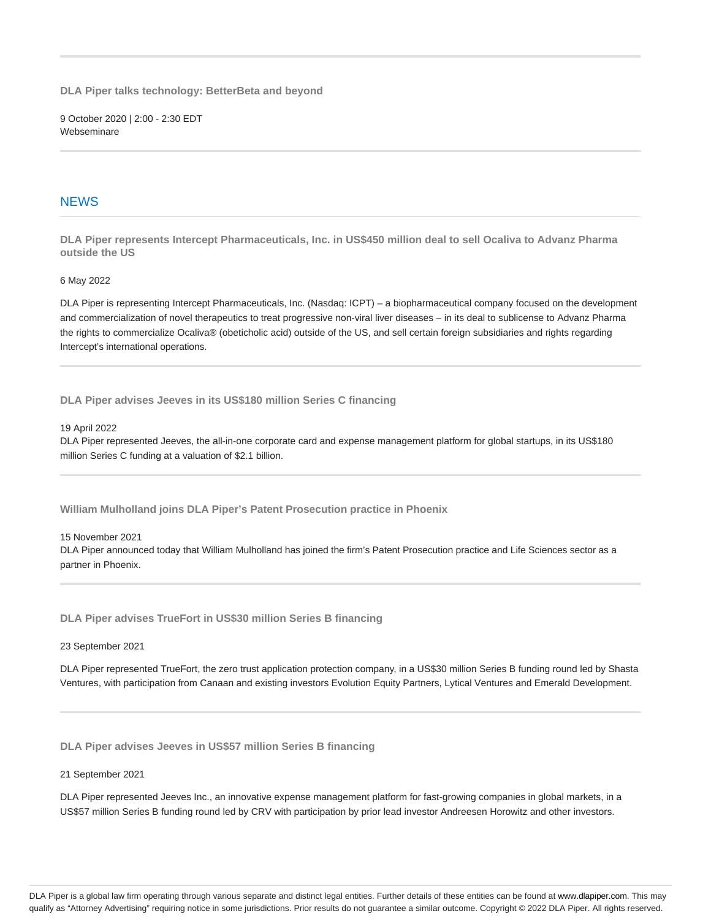**DLA Piper talks technology: BetterBeta and beyond**

9 October 2020 | 2:00 - 2:30 EDT
Webseminare

## NEWS

**DLA Piper represents Intercept Pharmaceuticals, Inc. in US$450 million deal to sell Ocaliva to Advanz Pharma outside the US**

6 May 2022

DLA Piper is representing Intercept Pharmaceuticals, Inc. (Nasdaq: ICPT) – a biopharmaceutical company focused on the development and commercialization of novel therapeutics to treat progressive non-viral liver diseases – in its deal to sublicense to Advanz Pharma the rights to commercialize Ocaliva® (obeticholic acid) outside of the US, and sell certain foreign subsidiaries and rights regarding Intercept's international operations.

**DLA Piper advises Jeeves in its US$180 million Series C financing**

19 April 2022
DLA Piper represented Jeeves, the all-in-one corporate card and expense management platform for global startups, in its US$180 million Series C funding at a valuation of $2.1 billion.

**William Mulholland joins DLA Piper's Patent Prosecution practice in Phoenix**

15 November 2021
DLA Piper announced today that William Mulholland has joined the firm's Patent Prosecution practice and Life Sciences sector as a partner in Phoenix.

**DLA Piper advises TrueFort in US$30 million Series B financing**

23 September 2021

DLA Piper represented TrueFort, the zero trust application protection company, in a US$30 million Series B funding round led by Shasta Ventures, with participation from Canaan and existing investors Evolution Equity Partners, Lytical Ventures and Emerald Development.

**DLA Piper advises Jeeves in US$57 million Series B financing**

21 September 2021

DLA Piper represented Jeeves Inc., an innovative expense management platform for fast-growing companies in global markets, in a US$57 million Series B funding round led by CRV with participation by prior lead investor Andreesen Horowitz and other investors.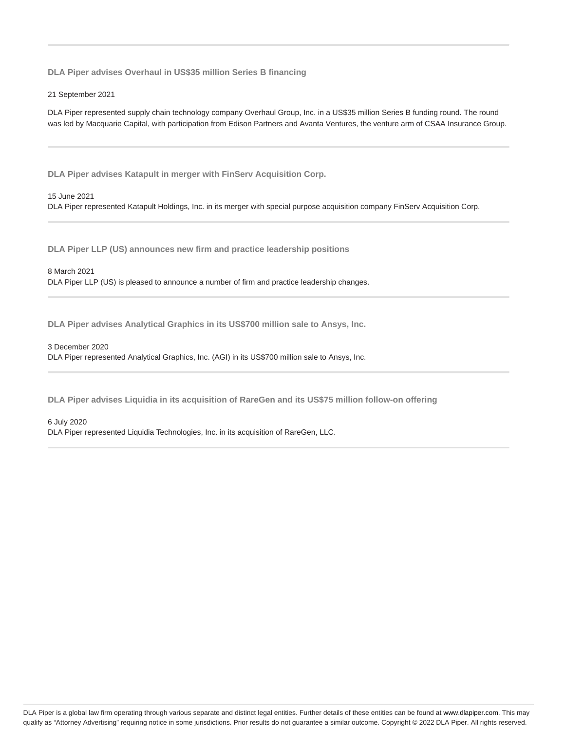### DLA Piper advises Overhaul in US$35 million Series B financing

21 September 2021

DLA Piper represented supply chain technology company Overhaul Group, Inc. in a US$35 million Series B funding round. The round was led by Macquarie Capital, with participation from Edison Partners and Avanta Ventures, the venture arm of CSAA Insurance Group.

---

### DLA Piper advises Katapult in merger with FinServ Acquisition Corp.

15 June 2021

DLA Piper represented Katapult Holdings, Inc. in its merger with special purpose acquisition company FinServ Acquisition Corp.

---

### DLA Piper LLP (US) announces new firm and practice leadership positions

8 March 2021

DLA Piper LLP (US) is pleased to announce a number of firm and practice leadership changes.

---

### DLA Piper advises Analytical Graphics in its US$700 million sale to Ansys, Inc.

3 December 2020

DLA Piper represented Analytical Graphics, Inc. (AGI) in its US$700 million sale to Ansys, Inc.

---

### DLA Piper advises Liquidia in its acquisition of RareGen and its US$75 million follow-on offering

6 July 2020

DLA Piper represented Liquidia Technologies, Inc. in its acquisition of RareGen, LLC.

---

DLA Piper is a global law firm operating through various separate and distinct legal entities. Further details of these entities can be found at www.dlapiper.com. This may qualify as "Attorney Advertising" requiring notice in some jurisdictions. Prior results do not guarantee a similar outcome. Copyright © 2022 DLA Piper. All rights reserved.